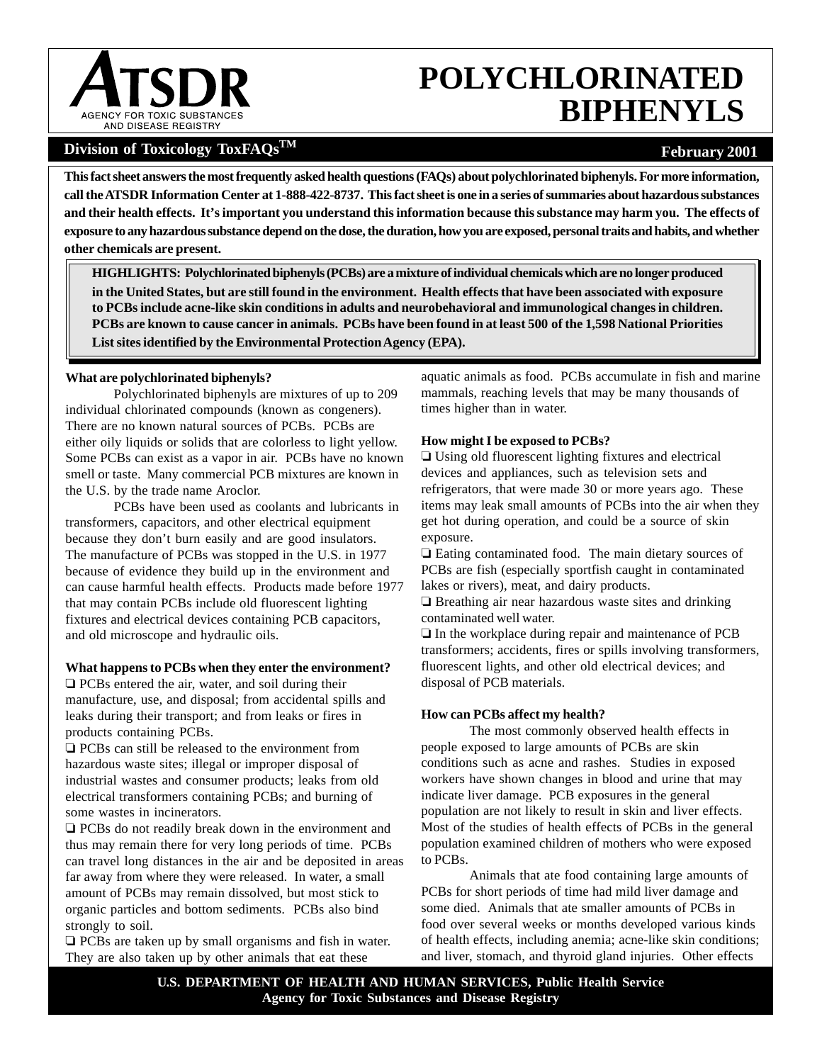# POLYCHLORINATED BIPHENYLS

ATSDR — Agency for Toxic Substances and Disease Registry

**Division of Toxicology ToxFAQs™** — **February 2001**

**This fact sheet answers the most frequently asked health questions (FAQs) about polychlorinated biphenyls. For more information, call the ATSDR Information Center at 1-888-422-8737. This fact sheet is one in a series of summaries about hazardous substances and their health effects. It's important you understand this information because this substance may harm you. The effects of exposure to any hazardous substance depend on the dose, the duration, how you are exposed, personal traits and habits, and whether other chemicals are present.**

> **HIGHLIGHTS: Polychlorinated biphenyls (PCBs) are a mixture of individual chemicals which are no longer produced in the United States, but are still found in the environment. Health effects that have been associated with exposure to PCBs include acne-like skin conditions in adults and neurobehavioral and immunological changes in children. PCBs are known to cause cancer in animals. PCBs have been found in at least 500 of the 1,598 National Priorities List sites identified by the Environmental Protection Agency (EPA).**

### What are polychlorinated biphenyls?

Polychlorinated biphenyls are mixtures of up to 209 individual chlorinated compounds (known as congeners). There are no known natural sources of PCBs. PCBs are either oily liquids or solids that are colorless to light yellow. Some PCBs can exist as a vapor in air. PCBs have no known smell or taste. Many commercial PCB mixtures are known in the U.S. by the trade name Aroclor.

PCBs have been used as coolants and lubricants in transformers, capacitors, and other electrical equipment because they don't burn easily and are good insulators. The manufacture of PCBs was stopped in the U.S. in 1977 because of evidence they build up in the environment and can cause harmful health effects. Products made before 1977 that may contain PCBs include old fluorescent lighting fixtures and electrical devices containing PCB capacitors, and old microscope and hydraulic oils.

### What happens to PCBs when they enter the environment?

- PCBs entered the air, water, and soil during their manufacture, use, and disposal; from accidental spills and leaks during their transport; and from leaks or fires in products containing PCBs.
- PCBs can still be released to the environment from hazardous waste sites; illegal or improper disposal of industrial wastes and consumer products; leaks from old electrical transformers containing PCBs; and burning of some wastes in incinerators.
- PCBs do not readily break down in the environment and thus may remain there for very long periods of time. PCBs can travel long distances in the air and be deposited in areas far away from where they were released. In water, a small amount of PCBs may remain dissolved, but most stick to organic particles and bottom sediments. PCBs also bind strongly to soil.
- PCBs are taken up by small organisms and fish in water. They are also taken up by other animals that eat these aquatic animals as food. PCBs accumulate in fish and marine mammals, reaching levels that may be many thousands of times higher than in water.

### How might I be exposed to PCBs?

- Using old fluorescent lighting fixtures and electrical devices and appliances, such as television sets and refrigerators, that were made 30 or more years ago. These items may leak small amounts of PCBs into the air when they get hot during operation, and could be a source of skin exposure.
- Eating contaminated food. The main dietary sources of PCBs are fish (especially sportfish caught in contaminated lakes or rivers), meat, and dairy products.
- Breathing air near hazardous waste sites and drinking contaminated well water.
- In the workplace during repair and maintenance of PCB transformers; accidents, fires or spills involving transformers, fluorescent lights, and other old electrical devices; and disposal of PCB materials.

### How can PCBs affect my health?

The most commonly observed health effects in people exposed to large amounts of PCBs are skin conditions such as acne and rashes. Studies in exposed workers have shown changes in blood and urine that may indicate liver damage. PCB exposures in the general population are not likely to result in skin and liver effects. Most of the studies of health effects of PCBs in the general population examined children of mothers who were exposed to PCBs.

Animals that ate food containing large amounts of PCBs for short periods of time had mild liver damage and some died. Animals that ate smaller amounts of PCBs in food over several weeks or months developed various kinds of health effects, including anemia; acne-like skin conditions; and liver, stomach, and thyroid gland injuries. Other effects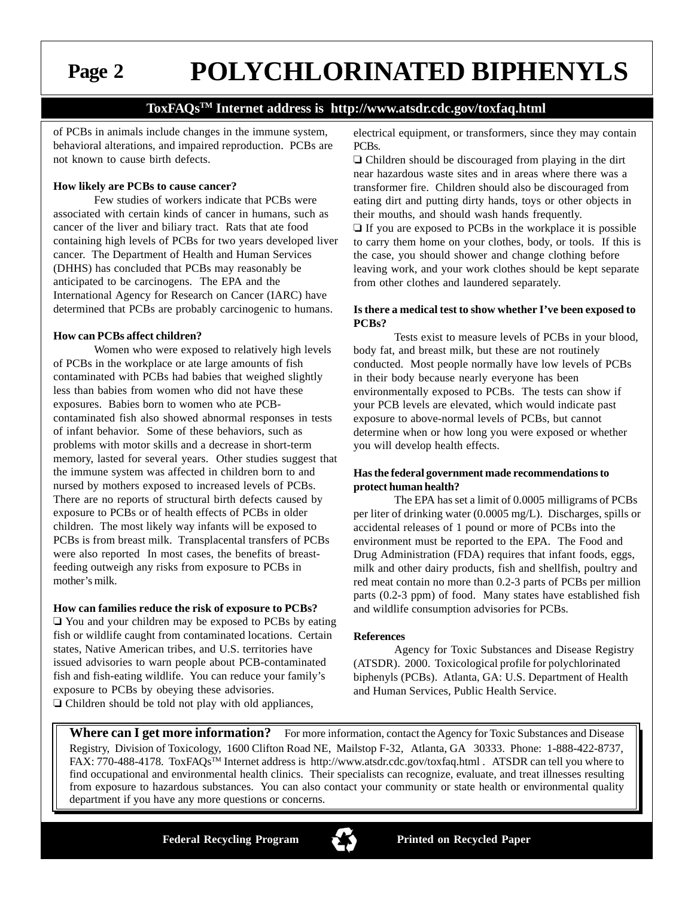of PCBs in animals include changes in the immune system, behavioral alterations, and impaired reproduction. PCBs are not known to cause birth defects.

### How likely are PCBs to cause cancer?

Few studies of workers indicate that PCBs were associated with certain kinds of cancer in humans, such as cancer of the liver and biliary tract. Rats that ate food containing high levels of PCBs for two years developed liver cancer. The Department of Health and Human Services (DHHS) has concluded that PCBs may reasonably be anticipated to be carcinogens. The EPA and the International Agency for Research on Cancer (IARC) have determined that PCBs are probably carcinogenic to humans.

### How can PCBs affect children?

Women who were exposed to relatively high levels of PCBs in the workplace or ate large amounts of fish contaminated with PCBs had babies that weighed slightly less than babies from women who did not have these exposures. Babies born to women who ate PCB-contaminated fish also showed abnormal responses in tests of infant behavior. Some of these behaviors, such as problems with motor skills and a decrease in short-term memory, lasted for several years. Other studies suggest that the immune system was affected in children born to and nursed by mothers exposed to increased levels of PCBs. There are no reports of structural birth defects caused by exposure to PCBs or of health effects of PCBs in older children. The most likely way infants will be exposed to PCBs is from breast milk. Transplacental transfers of PCBs were also reported In most cases, the benefits of breast-feeding outweigh any risks from exposure to PCBs in mother's milk.

### How can families reduce the risk of exposure to PCBs?

- You and your children may be exposed to PCBs by eating fish or wildlife caught from contaminated locations. Certain states, Native American tribes, and U.S. territories have issued advisories to warn people about PCB-contaminated fish and fish-eating wildlife. You can reduce your family's exposure to PCBs by obeying these advisories.
- Children should be told not play with old appliances, electrical equipment, or transformers, since they may contain PCBs.
- Children should be discouraged from playing in the dirt near hazardous waste sites and in areas where there was a transformer fire. Children should also be discouraged from eating dirt and putting dirty hands, toys or other objects in their mouths, and should wash hands frequently.
- If you are exposed to PCBs in the workplace it is possible to carry them home on your clothes, body, or tools. If this is the case, you should shower and change clothing before leaving work, and your work clothes should be kept separate from other clothes and laundered separately.

### Is there a medical test to show whether I've been exposed to PCBs?

Tests exist to measure levels of PCBs in your blood, body fat, and breast milk, but these are not routinely conducted. Most people normally have low levels of PCBs in their body because nearly everyone has been environmentally exposed to PCBs. The tests can show if your PCB levels are elevated, which would indicate past exposure to above-normal levels of PCBs, but cannot determine when or how long you were exposed or whether you will develop health effects.

### Has the federal government made recommendations to protect human health?

The EPA has set a limit of 0.0005 milligrams of PCBs per liter of drinking water (0.0005 mg/L). Discharges, spills or accidental releases of 1 pound or more of PCBs into the environment must be reported to the EPA. The Food and Drug Administration (FDA) requires that infant foods, eggs, milk and other dairy products, fish and shellfish, poultry and red meat contain no more than 0.2-3 parts of PCBs per million parts (0.2-3 ppm) of food. Many states have established fish and wildlife consumption advisories for PCBs.

### References

Agency for Toxic Substances and Disease Registry (ATSDR). 2000. Toxicological profile for polychlorinated biphenyls (PCBs). Atlanta, GA: U.S. Department of Health and Human Services, Public Health Service.

**Where can I get more information?** For more information, contact the Agency for Toxic Substances and Disease Registry, Division of Toxicology, 1600 Clifton Road NE, Mailstop F-32, Atlanta, GA 30333. Phone: 1-888-422-8737, FAX: 770-488-4178. ToxFAQs™ Internet address is http://www.atsdr.cdc.gov/toxfaq.html . ATSDR can tell you where to find occupational and environmental health clinics. Their specialists can recognize, evaluate, and treat illnesses resulting from exposure to hazardous substances. You can also contact your community or state health or environmental quality department if you have any more questions or concerns.

**Federal Recycling Program** **Printed on Recycled Paper**